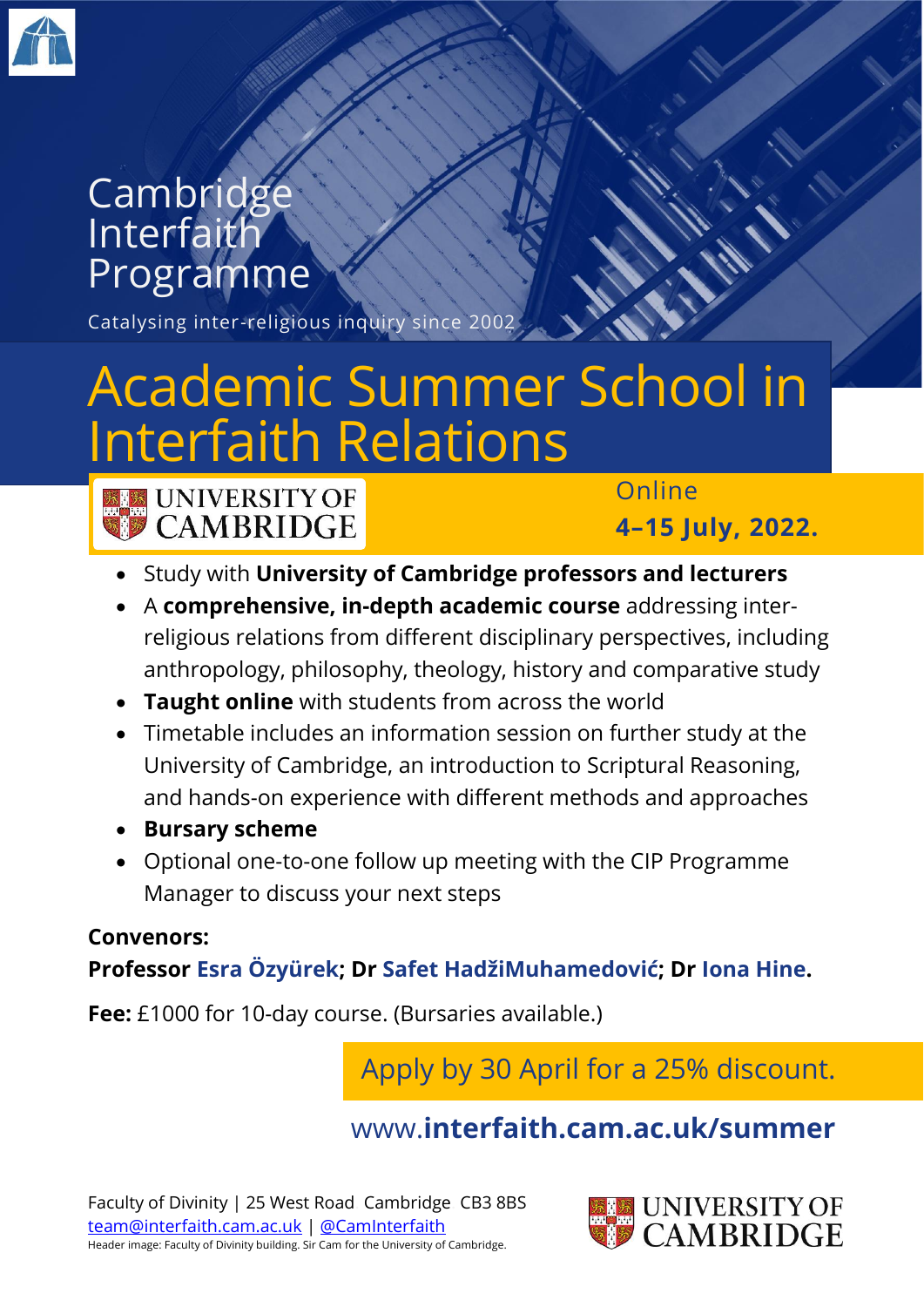# Cambridge Interfaith Programme

Catalysing inter-religious inquiry since 2002

# Academic Summer School in Interfaith Relations

UNIVERSITY OF CAMBRIDGE

Online

**4–15 July, 2022.**

- Study with **University of Cambridge professors and lecturers**
- A **comprehensive, in-depth academic course** addressing inter-religious relations from different disciplinary perspectives, including anthropology, philosophy, theology, history and comparative study
- **Taught online** with students from across the world
- Timetable includes an information session on further study at the University of Cambridge, an introduction to Scriptural Reasoning, and hands-on experience with different methods and approaches
- **Bursary scheme**
- Optional one-to-one follow up meeting with the CIP Programme Manager to discuss your next steps

**Convenors:**

**Professor Esra Özyürek; Dr Safet HadžiMuhamedović; Dr Iona Hine.**

**Fee:** £1000 for 10-day course. (Bursaries available.)

Apply by 30 April for a 25% discount.

www.**interfaith.cam.ac.uk/summer**

Faculty of Divinity | 25 West Road Cambridge CB3 8BS

team@interfaith.cam.ac.uk | @CamInterfaith

Header image: Faculty of Divinity building. Sir Cam for the University of Cambridge.

UNIVERSITY OF CAMBRIDGE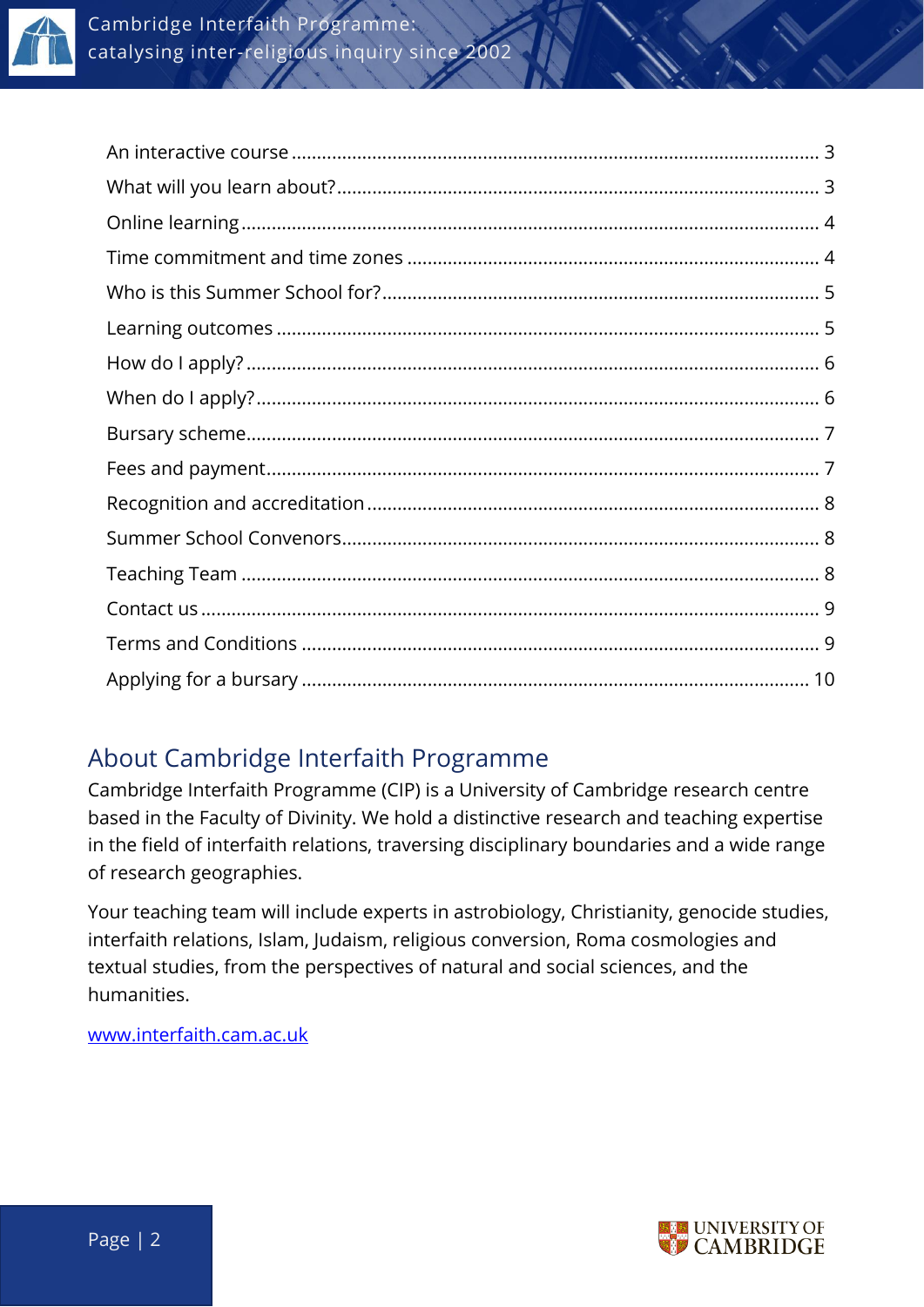An interactive course ........................................................................................................ 3
What will you learn about? ............................................................................................... 3
Online learning ................................................................................................................. 4
Time commitment and time zones ................................................................................. 4
Who is this Summer School for? ...................................................................................... 5
Learning outcomes ........................................................................................................... 5
How do I apply? ................................................................................................................ 6
When do I apply? .............................................................................................................. 6
Bursary scheme ................................................................................................................. 7
Fees and payment ............................................................................................................. 7
Recognition and accreditation ........................................................................................ 8
Summer School Convenors .............................................................................................. 8
Teaching Team .................................................................................................................. 8
Contact us ......................................................................................................................... 9
Terms and Conditions ...................................................................................................... 9
Applying for a bursary .................................................................................................... 10

## About Cambridge Interfaith Programme

Cambridge Interfaith Programme (CIP) is a University of Cambridge research centre based in the Faculty of Divinity. We hold a distinctive research and teaching expertise in the field of interfaith relations, traversing disciplinary boundaries and a wide range of research geographies.

Your teaching team will include experts in astrobiology, Christianity, genocide studies, interfaith relations, Islam, Judaism, religious conversion, Roma cosmologies and textual studies, from the perspectives of natural and social sciences, and the humanities.

[www.interfaith.cam.ac.uk](http://www.interfaith.cam.ac.uk)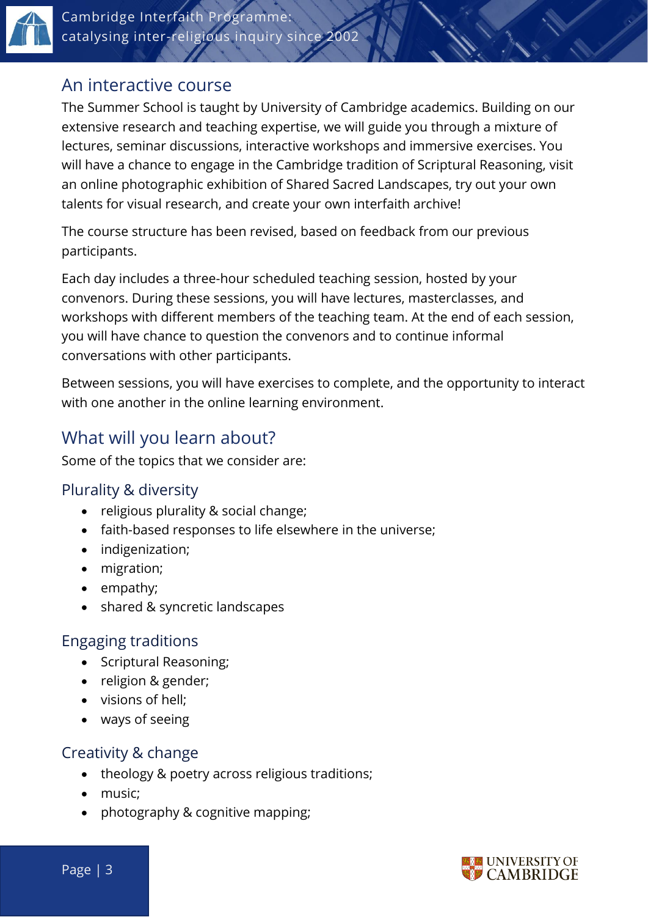## An interactive course

The Summer School is taught by University of Cambridge academics. Building on our extensive research and teaching expertise, we will guide you through a mixture of lectures, seminar discussions, interactive workshops and immersive exercises. You will have a chance to engage in the Cambridge tradition of Scriptural Reasoning, visit an online photographic exhibition of Shared Sacred Landscapes, try out your own talents for visual research, and create your own interfaith archive!

The course structure has been revised, based on feedback from our previous participants.

Each day includes a three-hour scheduled teaching session, hosted by your convenors. During these sessions, you will have lectures, masterclasses, and workshops with different members of the teaching team. At the end of each session, you will have chance to question the convenors and to continue informal conversations with other participants.

Between sessions, you will have exercises to complete, and the opportunity to interact with one another in the online learning environment.

## What will you learn about?

Some of the topics that we consider are:

### Plurality & diversity

- religious plurality & social change;
- faith-based responses to life elsewhere in the universe;
- indigenization;
- migration;
- empathy;
- shared & syncretic landscapes

### Engaging traditions

- Scriptural Reasoning;
- religion & gender;
- visions of hell;
- ways of seeing

### Creativity & change

- theology & poetry across religious traditions;
- music;
- photography & cognitive mapping;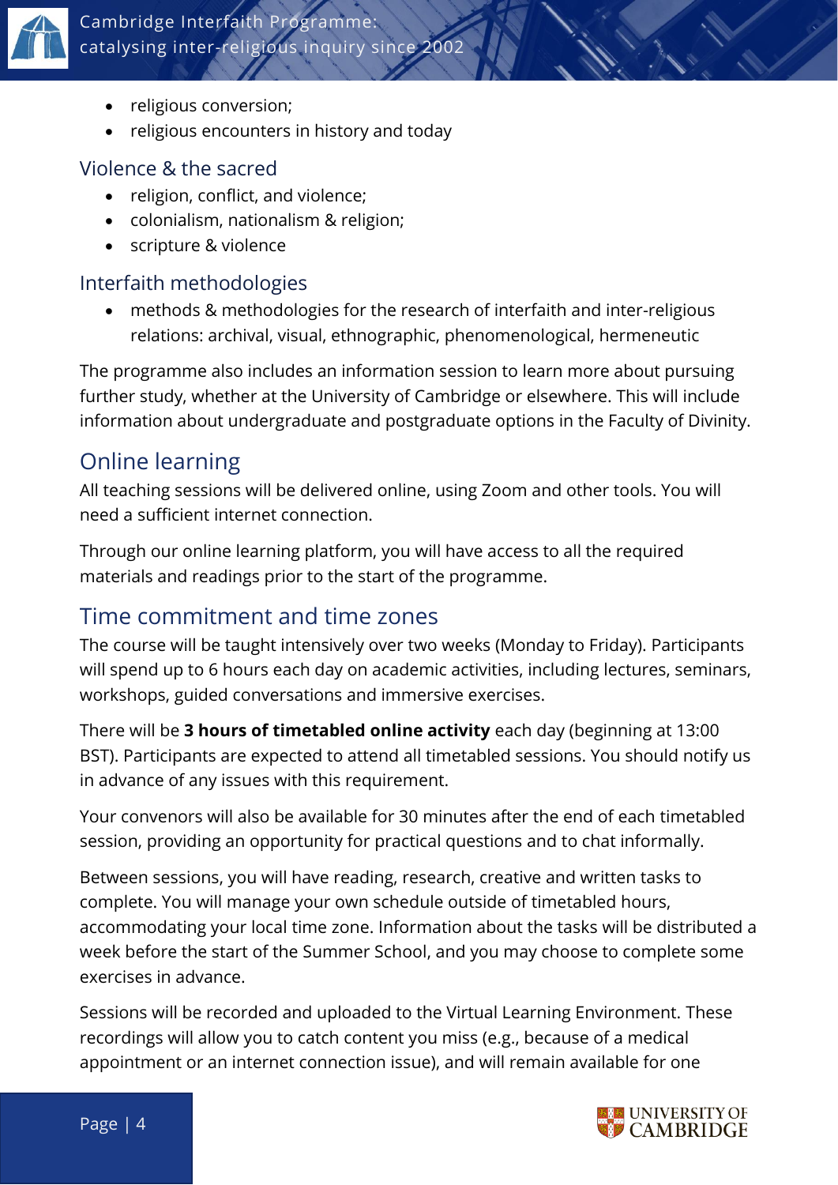- religious conversion;
- religious encounters in history and today

### Violence & the sacred

- religion, conflict, and violence;
- colonialism, nationalism & religion;
- scripture & violence

### Interfaith methodologies

- methods & methodologies for the research of interfaith and inter-religious relations: archival, visual, ethnographic, phenomenological, hermeneutic

The programme also includes an information session to learn more about pursuing further study, whether at the University of Cambridge or elsewhere. This will include information about undergraduate and postgraduate options in the Faculty of Divinity.

## Online learning

All teaching sessions will be delivered online, using Zoom and other tools. You will need a sufficient internet connection.

Through our online learning platform, you will have access to all the required materials and readings prior to the start of the programme.

## Time commitment and time zones

The course will be taught intensively over two weeks (Monday to Friday). Participants will spend up to 6 hours each day on academic activities, including lectures, seminars, workshops, guided conversations and immersive exercises.

There will be **3 hours of timetabled online activity** each day (beginning at 13:00 BST). Participants are expected to attend all timetabled sessions. You should notify us in advance of any issues with this requirement.

Your convenors will also be available for 30 minutes after the end of each timetabled session, providing an opportunity for practical questions and to chat informally.

Between sessions, you will have reading, research, creative and written tasks to complete. You will manage your own schedule outside of timetabled hours, accommodating your local time zone. Information about the tasks will be distributed a week before the start of the Summer School, and you may choose to complete some exercises in advance.

Sessions will be recorded and uploaded to the Virtual Learning Environment. These recordings will allow you to catch content you miss (e.g., because of a medical appointment or an internet connection issue), and will remain available for one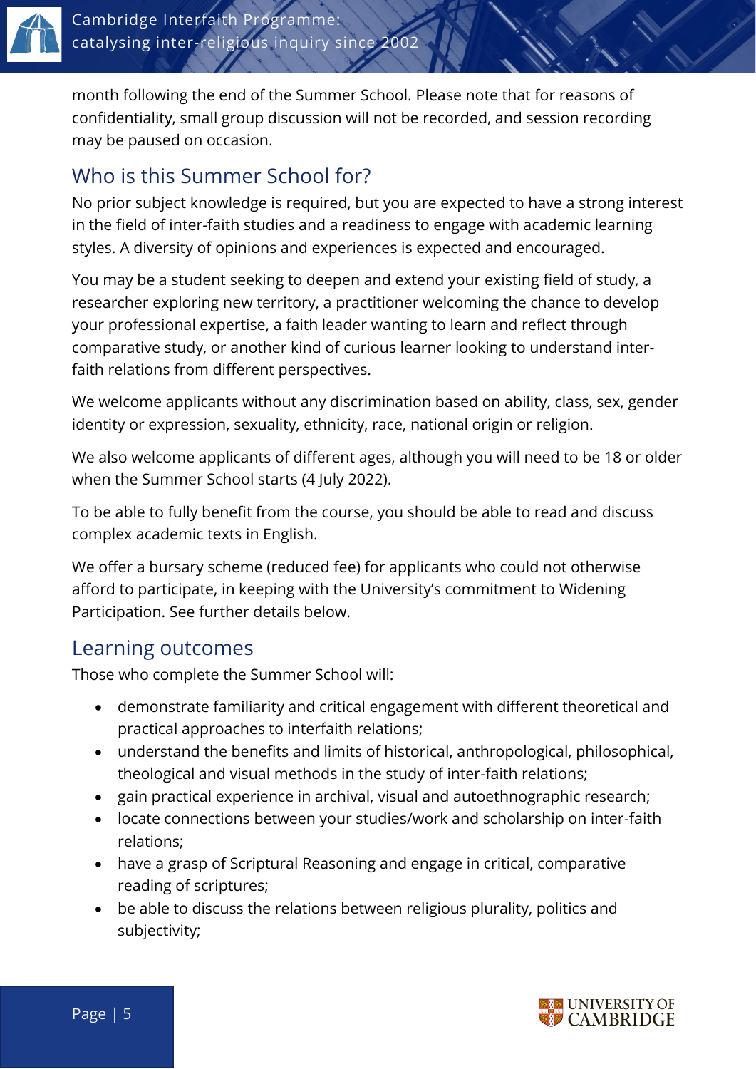month following the end of the Summer School. Please note that for reasons of confidentiality, small group discussion will not be recorded, and session recording may be paused on occasion.

## Who is this Summer School for?

No prior subject knowledge is required, but you are expected to have a strong interest in the field of inter-faith studies and a readiness to engage with academic learning styles. A diversity of opinions and experiences is expected and encouraged.

You may be a student seeking to deepen and extend your existing field of study, a researcher exploring new territory, a practitioner welcoming the chance to develop your professional expertise, a faith leader wanting to learn and reflect through comparative study, or another kind of curious learner looking to understand inter-faith relations from different perspectives.

We welcome applicants without any discrimination based on ability, class, sex, gender identity or expression, sexuality, ethnicity, race, national origin or religion.

We also welcome applicants of different ages, although you will need to be 18 or older when the Summer School starts (4 July 2022).

To be able to fully benefit from the course, you should be able to read and discuss complex academic texts in English.

We offer a bursary scheme (reduced fee) for applicants who could not otherwise afford to participate, in keeping with the University's commitment to Widening Participation. See further details below.

## Learning outcomes

Those who complete the Summer School will:

- demonstrate familiarity and critical engagement with different theoretical and practical approaches to interfaith relations;
- understand the benefits and limits of historical, anthropological, philosophical, theological and visual methods in the study of inter-faith relations;
- gain practical experience in archival, visual and autoethnographic research;
- locate connections between your studies/work and scholarship on inter-faith relations;
- have a grasp of Scriptural Reasoning and engage in critical, comparative reading of scriptures;
- be able to discuss the relations between religious plurality, politics and subjectivity;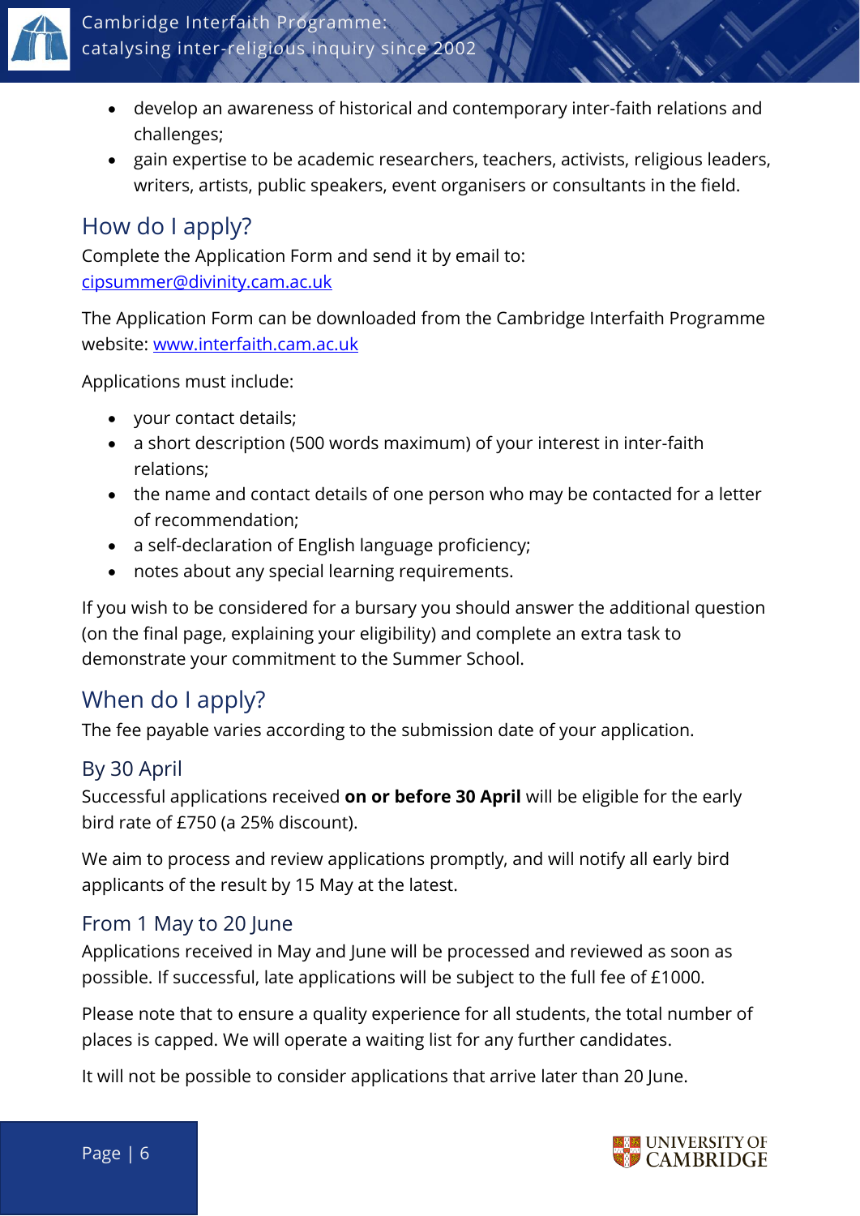- develop an awareness of historical and contemporary inter-faith relations and challenges;
- gain expertise to be academic researchers, teachers, activists, religious leaders, writers, artists, public speakers, event organisers or consultants in the field.

## How do I apply?

Complete the Application Form and send it by email to: cipsummer@divinity.cam.ac.uk

The Application Form can be downloaded from the Cambridge Interfaith Programme website: www.interfaith.cam.ac.uk

Applications must include:

- your contact details;
- a short description (500 words maximum) of your interest in inter-faith relations;
- the name and contact details of one person who may be contacted for a letter of recommendation;
- a self-declaration of English language proficiency;
- notes about any special learning requirements.

If you wish to be considered for a bursary you should answer the additional question (on the final page, explaining your eligibility) and complete an extra task to demonstrate your commitment to the Summer School.

## When do I apply?

The fee payable varies according to the submission date of your application.

### By 30 April

Successful applications received **on or before 30 April** will be eligible for the early bird rate of £750 (a 25% discount).

We aim to process and review applications promptly, and will notify all early bird applicants of the result by 15 May at the latest.

### From 1 May to 20 June

Applications received in May and June will be processed and reviewed as soon as possible. If successful, late applications will be subject to the full fee of £1000.

Please note that to ensure a quality experience for all students, the total number of places is capped. We will operate a waiting list for any further candidates.

It will not be possible to consider applications that arrive later than 20 June.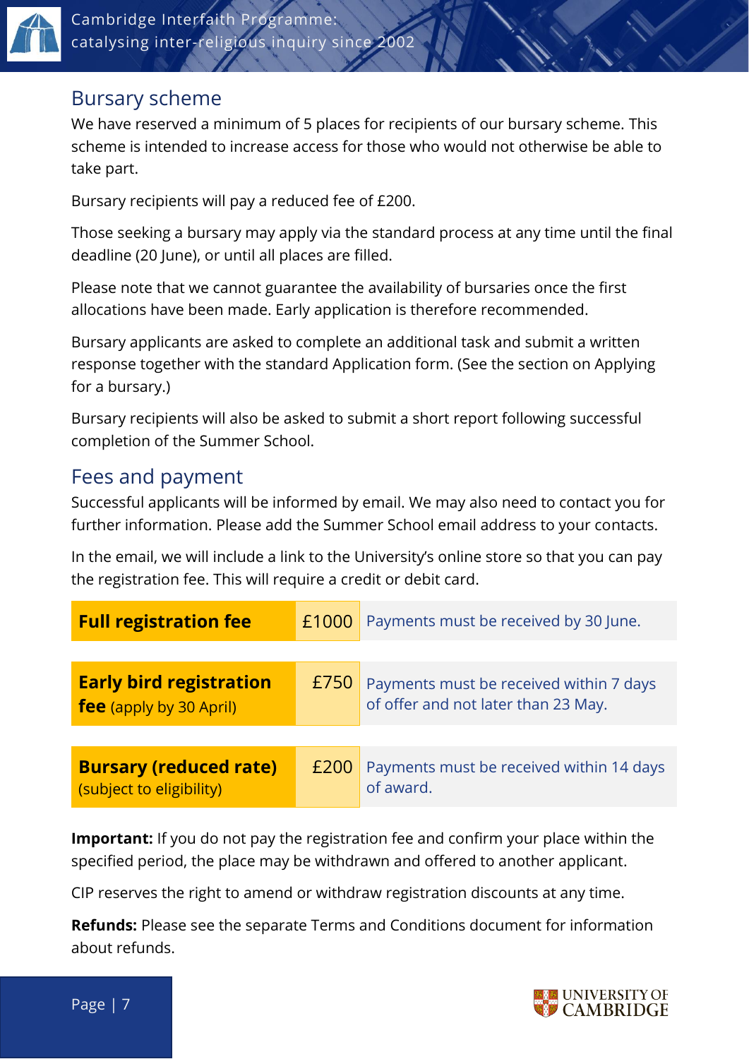## Bursary scheme

We have reserved a minimum of 5 places for recipients of our bursary scheme. This scheme is intended to increase access for those who would not otherwise be able to take part.

Bursary recipients will pay a reduced fee of £200.

Those seeking a bursary may apply via the standard process at any time until the final deadline (20 June), or until all places are filled.

Please note that we cannot guarantee the availability of bursaries once the first allocations have been made. Early application is therefore recommended.

Bursary applicants are asked to complete an additional task and submit a written response together with the standard Application form. (See the section on Applying for a bursary.)

Bursary recipients will also be asked to submit a short report following successful completion of the Summer School.

## Fees and payment

Successful applicants will be informed by email. We may also need to contact you for further information. Please add the Summer School email address to your contacts.

In the email, we will include a link to the University's online store so that you can pay the registration fee. This will require a credit or debit card.

| | | |
|---|---|---|
| **Full registration fee** | £1000 | Payments must be received by 30 June. |
| **Early bird registration fee** (apply by 30 April) | £750 | Payments must be received within 7 days of offer and not later than 23 May. |
| **Bursary (reduced rate)** (subject to eligibility) | £200 | Payments must be received within 14 days of award. |

**Important:** If you do not pay the registration fee and confirm your place within the specified period, the place may be withdrawn and offered to another applicant.

CIP reserves the right to amend or withdraw registration discounts at any time.

**Refunds:** Please see the separate Terms and Conditions document for information about refunds.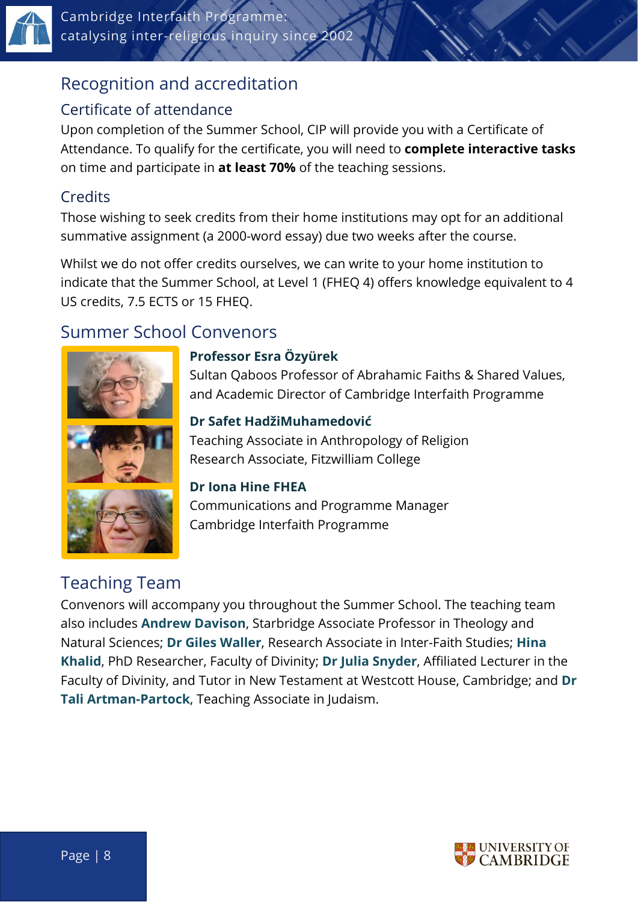## Recognition and accreditation

### Certificate of attendance

Upon completion of the Summer School, CIP will provide you with a Certificate of Attendance. To qualify for the certificate, you will need to **complete interactive tasks** on time and participate in **at least 70%** of the teaching sessions.

### Credits

Those wishing to seek credits from their home institutions may opt for an additional summative assignment (a 2000-word essay) due two weeks after the course.

Whilst we do not offer credits ourselves, we can write to your home institution to indicate that the Summer School, at Level 1 (FHEQ 4) offers knowledge equivalent to 4 US credits, 7.5 ECTS or 15 FHEQ.

## Summer School Convenors

**Professor Esra Özyürek**
Sultan Qaboos Professor of Abrahamic Faiths & Shared Values, and Academic Director of Cambridge Interfaith Programme

**Dr Safet HadžiMuhamedović**
Teaching Associate in Anthropology of Religion
Research Associate, Fitzwilliam College

**Dr Iona Hine FHEA**
Communications and Programme Manager
Cambridge Interfaith Programme

## Teaching Team

Convenors will accompany you throughout the Summer School. The teaching team also includes **Andrew Davison**, Starbridge Associate Professor in Theology and Natural Sciences; **Dr Giles Waller**, Research Associate in Inter-Faith Studies; **Hina Khalid**, PhD Researcher, Faculty of Divinity; **Dr Julia Snyder**, Affiliated Lecturer in the Faculty of Divinity, and Tutor in New Testament at Westcott House, Cambridge; and **Dr Tali Artman-Partock**, Teaching Associate in Judaism.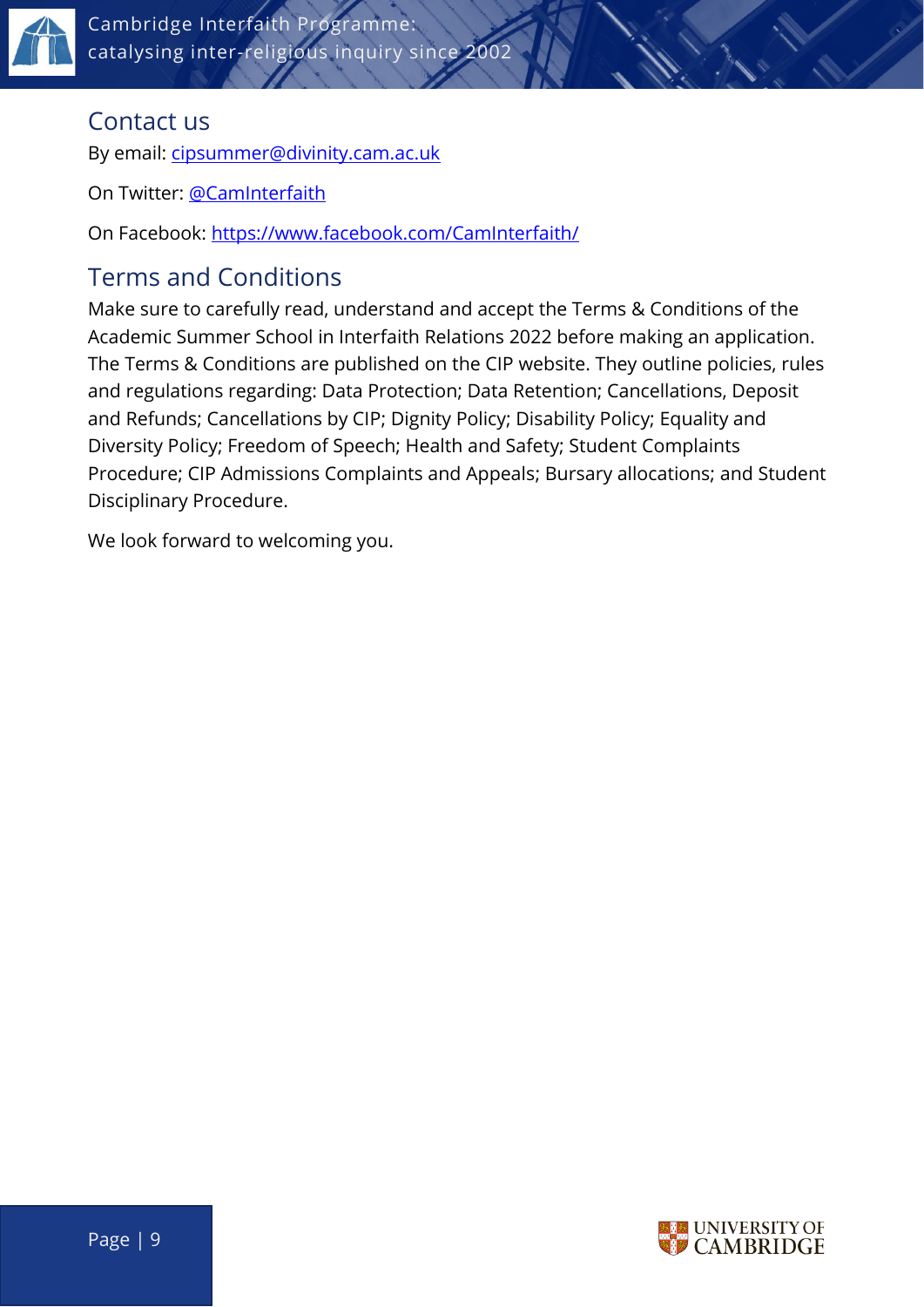## Contact us

By email: cipsummer@divinity.cam.ac.uk

On Twitter: @CamInterfaith

On Facebook: https://www.facebook.com/CamInterfaith/

## Terms and Conditions

Make sure to carefully read, understand and accept the Terms & Conditions of the Academic Summer School in Interfaith Relations 2022 before making an application. The Terms & Conditions are published on the CIP website. They outline policies, rules and regulations regarding: Data Protection; Data Retention; Cancellations, Deposit and Refunds; Cancellations by CIP; Dignity Policy; Disability Policy; Equality and Diversity Policy; Freedom of Speech; Health and Safety; Student Complaints Procedure; CIP Admissions Complaints and Appeals; Bursary allocations; and Student Disciplinary Procedure.

We look forward to welcoming you.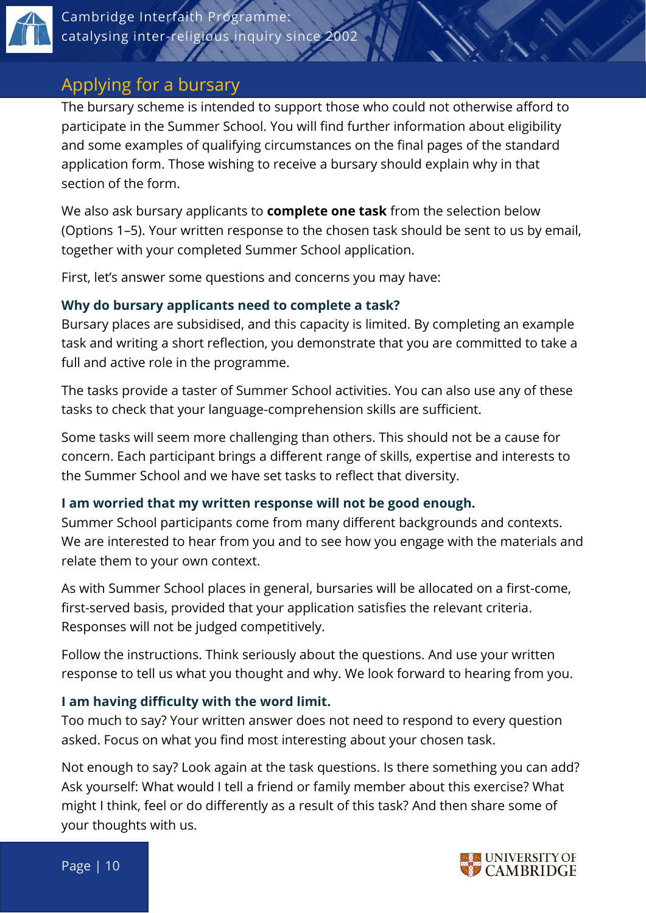## Applying for a bursary

The bursary scheme is intended to support those who could not otherwise afford to participate in the Summer School. You will find further information about eligibility and some examples of qualifying circumstances on the final pages of the standard application form. Those wishing to receive a bursary should explain why in that section of the form.

We also ask bursary applicants to **complete one task** from the selection below (Options 1–5). Your written response to the chosen task should be sent to us by email, together with your completed Summer School application.

First, let's answer some questions and concerns you may have:

### Why do bursary applicants need to complete a task?

Bursary places are subsidised, and this capacity is limited. By completing an example task and writing a short reflection, you demonstrate that you are committed to take a full and active role in the programme.

The tasks provide a taster of Summer School activities. You can also use any of these tasks to check that your language-comprehension skills are sufficient.

Some tasks will seem more challenging than others. This should not be a cause for concern. Each participant brings a different range of skills, expertise and interests to the Summer School and we have set tasks to reflect that diversity.

### I am worried that my written response will not be good enough.

Summer School participants come from many different backgrounds and contexts. We are interested to hear from you and to see how you engage with the materials and relate them to your own context.

As with Summer School places in general, bursaries will be allocated on a first-come, first-served basis, provided that your application satisfies the relevant criteria. Responses will not be judged competitively.

Follow the instructions. Think seriously about the questions. And use your written response to tell us what you thought and why. We look forward to hearing from you.

### I am having difficulty with the word limit.

Too much to say? Your written answer does not need to respond to every question asked. Focus on what you find most interesting about your chosen task.

Not enough to say? Look again at the task questions. Is there something you can add? Ask yourself: What would I tell a friend or family member about this exercise? What might I think, feel or do differently as a result of this task? And then share some of your thoughts with us.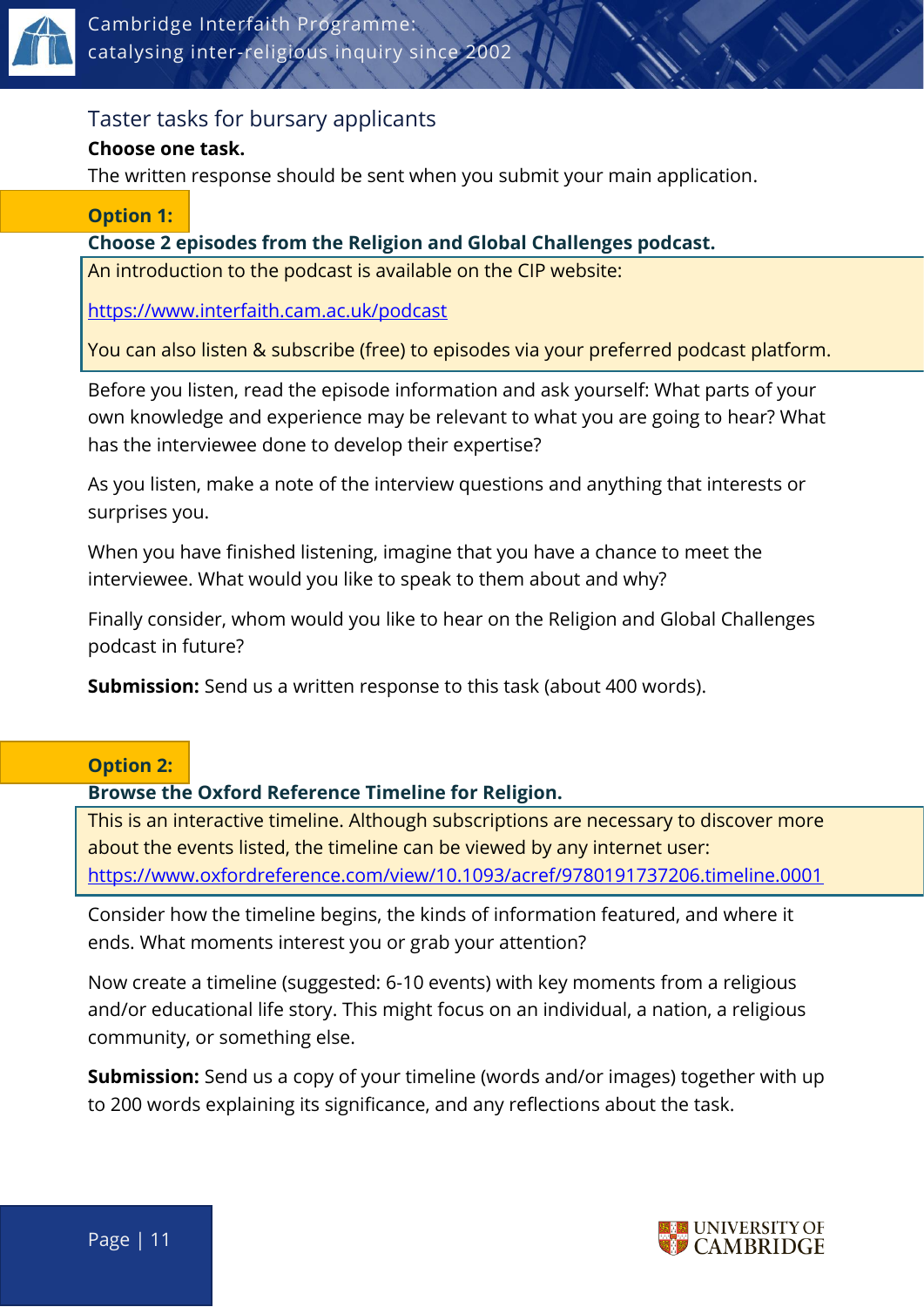## Taster tasks for bursary applicants

**Choose one task.**

The written response should be sent when you submit your main application.

### Option 1:

**Choose 2 episodes from the Religion and Global Challenges podcast.**

An introduction to the podcast is available on the CIP website:

https://www.interfaith.cam.ac.uk/podcast

You can also listen & subscribe (free) to episodes via your preferred podcast platform.

Before you listen, read the episode information and ask yourself: What parts of your own knowledge and experience may be relevant to what you are going to hear? What has the interviewee done to develop their expertise?

As you listen, make a note of the interview questions and anything that interests or surprises you.

When you have finished listening, imagine that you have a chance to meet the interviewee. What would you like to speak to them about and why?

Finally consider, whom would you like to hear on the Religion and Global Challenges podcast in future?

**Submission:** Send us a written response to this task (about 400 words).

### Option 2:

**Browse the Oxford Reference Timeline for Religion.**

This is an interactive timeline. Although subscriptions are necessary to discover more about the events listed, the timeline can be viewed by any internet user: https://www.oxfordreference.com/view/10.1093/acref/9780191737206.timeline.0001

Consider how the timeline begins, the kinds of information featured, and where it ends. What moments interest you or grab your attention?

Now create a timeline (suggested: 6-10 events) with key moments from a religious and/or educational life story. This might focus on an individual, a nation, a religious community, or something else.

**Submission:** Send us a copy of your timeline (words and/or images) together with up to 200 words explaining its significance, and any reflections about the task.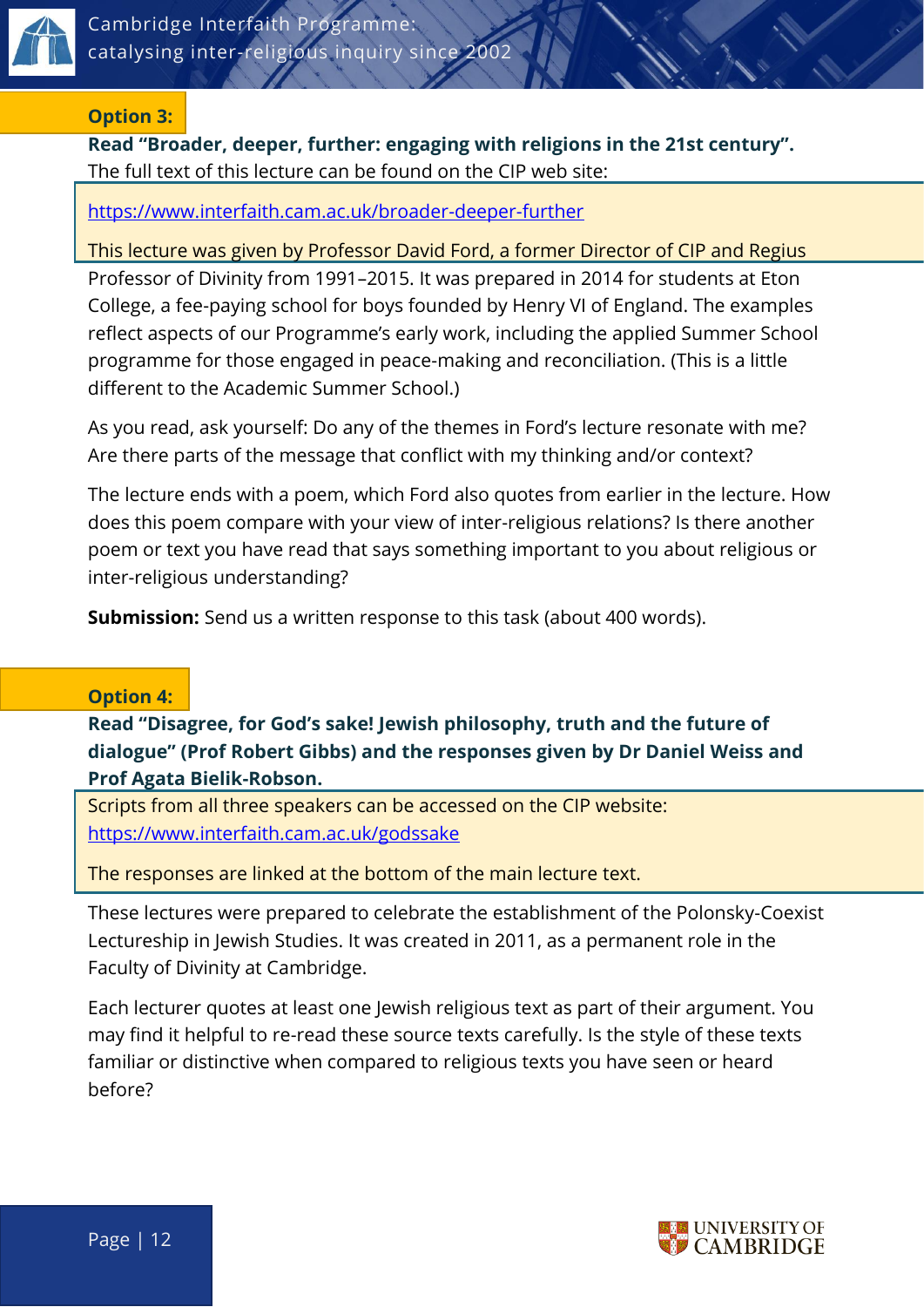## Option 3:

**Read "Broader, deeper, further: engaging with religions in the 21st century".**

The full text of this lecture can be found on the CIP web site:

https://www.interfaith.cam.ac.uk/broader-deeper-further

This lecture was given by Professor David Ford, a former Director of CIP and Regius Professor of Divinity from 1991–2015. It was prepared in 2014 for students at Eton College, a fee-paying school for boys founded by Henry VI of England. The examples reflect aspects of our Programme's early work, including the applied Summer School programme for those engaged in peace-making and reconciliation. (This is a little different to the Academic Summer School.)

As you read, ask yourself: Do any of the themes in Ford's lecture resonate with me? Are there parts of the message that conflict with my thinking and/or context?

The lecture ends with a poem, which Ford also quotes from earlier in the lecture. How does this poem compare with your view of inter-religious relations? Is there another poem or text you have read that says something important to you about religious or inter-religious understanding?

**Submission:** Send us a written response to this task (about 400 words).

## Option 4:

**Read "Disagree, for God's sake! Jewish philosophy, truth and the future of dialogue" (Prof Robert Gibbs) and the responses given by Dr Daniel Weiss and Prof Agata Bielik-Robson.**

Scripts from all three speakers can be accessed on the CIP website: https://www.interfaith.cam.ac.uk/godssake

The responses are linked at the bottom of the main lecture text.

These lectures were prepared to celebrate the establishment of the Polonsky-Coexist Lectureship in Jewish Studies. It was created in 2011, as a permanent role in the Faculty of Divinity at Cambridge.

Each lecturer quotes at least one Jewish religious text as part of their argument. You may find it helpful to re-read these source texts carefully. Is the style of these texts familiar or distinctive when compared to religious texts you have seen or heard before?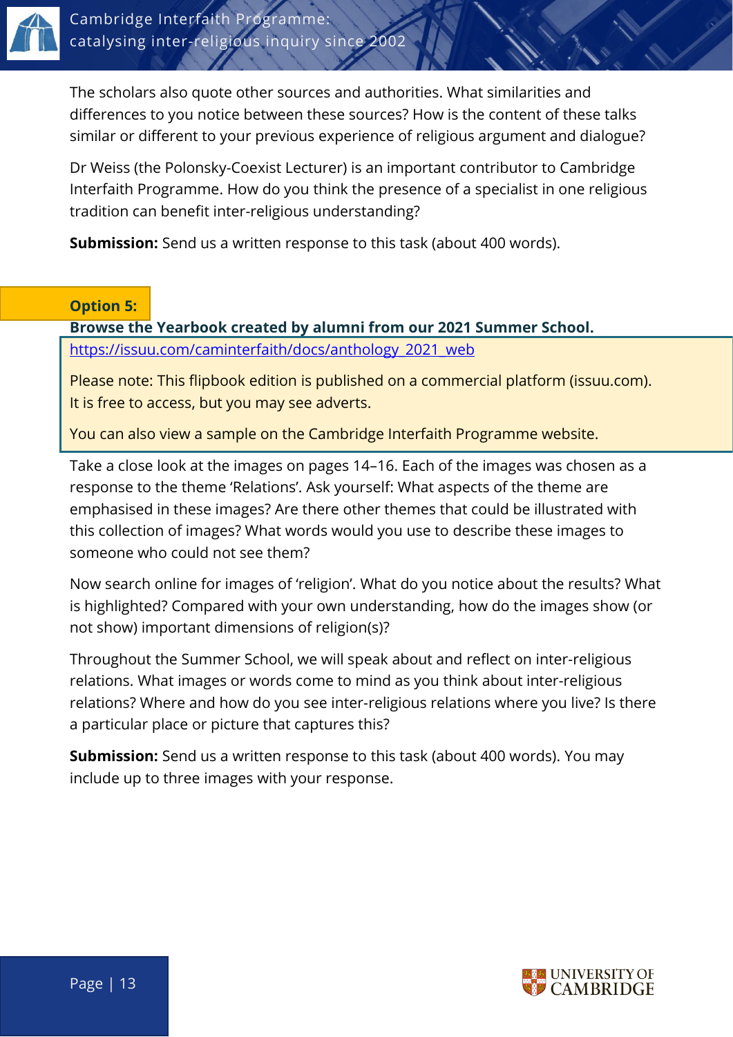The scholars also quote other sources and authorities. What similarities and differences to you notice between these sources? How is the content of these talks similar or different to your previous experience of religious argument and dialogue?

Dr Weiss (the Polonsky-Coexist Lecturer) is an important contributor to Cambridge Interfaith Programme. How do you think the presence of a specialist in one religious tradition can benefit inter-religious understanding?

**Submission:** Send us a written response to this task (about 400 words).

### Option 5:

**Browse the Yearbook created by alumni from our 2021 Summer School.**

https://issuu.com/caminterfaith/docs/anthology_2021_web

Please note: This flipbook edition is published on a commercial platform (issuu.com). It is free to access, but you may see adverts.

You can also view a sample on the Cambridge Interfaith Programme website.

Take a close look at the images on pages 14–16. Each of the images was chosen as a response to the theme 'Relations'. Ask yourself: What aspects of the theme are emphasised in these images? Are there other themes that could be illustrated with this collection of images? What words would you use to describe these images to someone who could not see them?

Now search online for images of 'religion'. What do you notice about the results? What is highlighted? Compared with your own understanding, how do the images show (or not show) important dimensions of religion(s)?

Throughout the Summer School, we will speak about and reflect on inter-religious relations. What images or words come to mind as you think about inter-religious relations? Where and how do you see inter-religious relations where you live? Is there a particular place or picture that captures this?

**Submission:** Send us a written response to this task (about 400 words). You may include up to three images with your response.